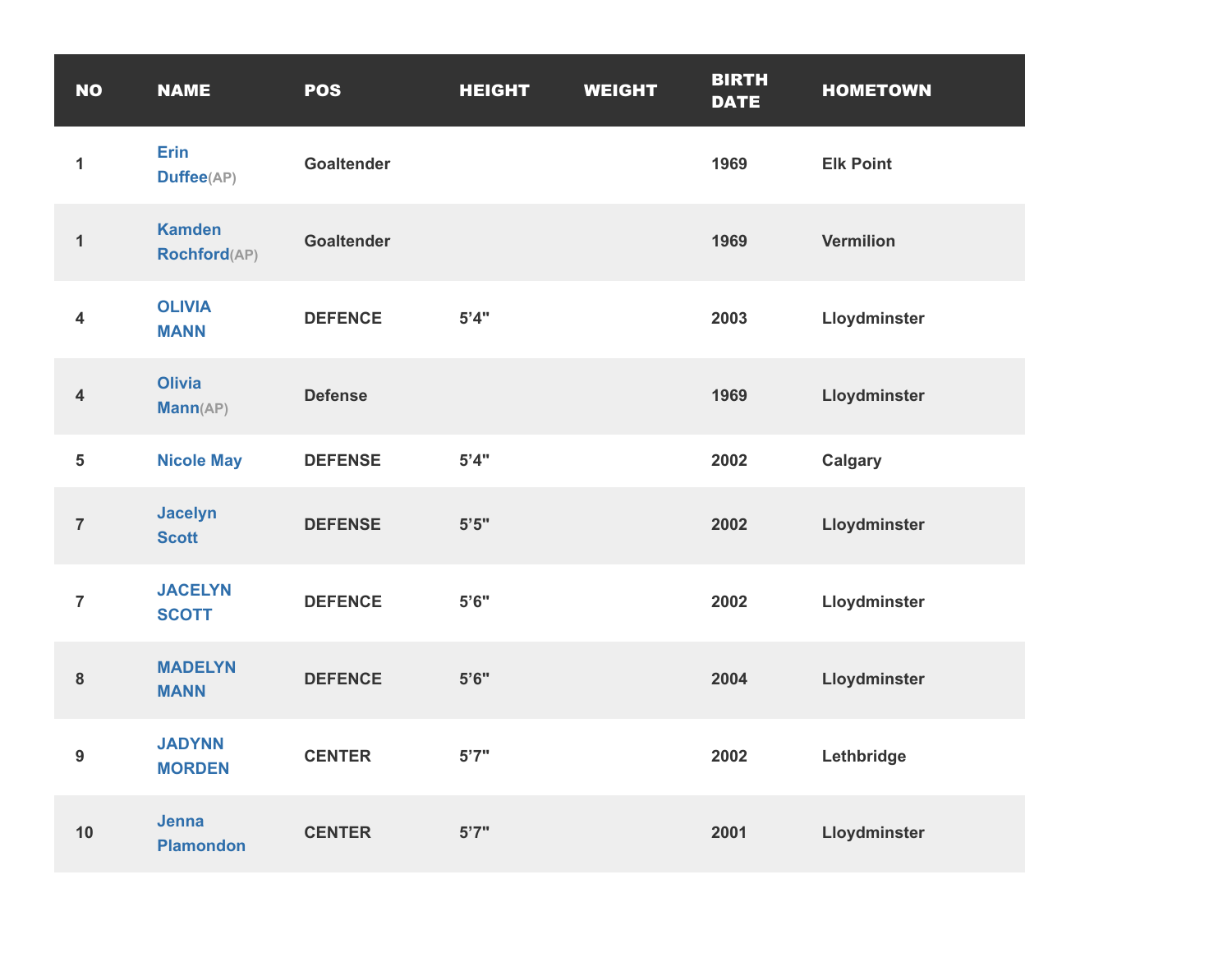| NO | NAME | POS | HEIGHT | WEIGHT | BIRTH DATE | HOMETOWN |
|---|---|---|---|---|---|---|
| 1 | Erin Duffee(AP) | Goaltender | | | 1969 | Elk Point |
| 1 | Kamden Rochford(AP) | Goaltender | | | 1969 | Vermilion |
| 4 | OLIVIA MANN | DEFENCE | 5’4" | | 2003 | Lloydminster |
| 4 | Olivia Mann(AP) | Defense | | | 1969 | Lloydminster |
| 5 | Nicole May | DEFENSE | 5’4" | | 2002 | Calgary |
| 7 | Jacelyn Scott | DEFENSE | 5’5" | | 2002 | Lloydminster |
| 7 | JACELYN SCOTT | DEFENCE | 5’6" | | 2002 | Lloydminster |
| 8 | MADELYN MANN | DEFENCE | 5’6" | | 2004 | Lloydminster |
| 9 | JADYNN MORDEN | CENTER | 5’7" | | 2002 | Lethbridge |
| 10 | Jenna Plamondon | CENTER | 5’7" | | 2001 | Lloydminster |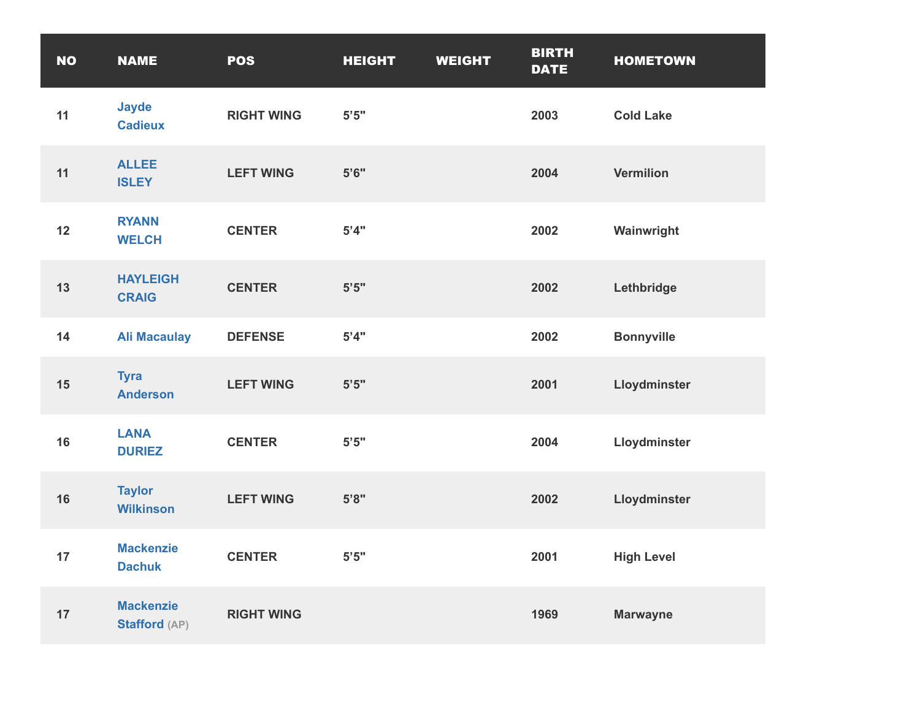| NO | NAME | POS | HEIGHT | WEIGHT | BIRTH DATE | HOMETOWN |
|---|---|---|---|---|---|---|
| 11 | Jayde Cadieux | RIGHT WING | 5’5" | | 2003 | Cold Lake |
| 11 | ALLEE ISLEY | LEFT WING | 5’6" | | 2004 | Vermilion |
| 12 | RYANN WELCH | CENTER | 5’4" | | 2002 | Wainwright |
| 13 | HAYLEIGH CRAIG | CENTER | 5’5" | | 2002 | Lethbridge |
| 14 | Ali Macaulay | DEFENSE | 5’4" | | 2002 | Bonnyville |
| 15 | Tyra Anderson | LEFT WING | 5’5" | | 2001 | Lloydminster |
| 16 | LANA DURIEZ | CENTER | 5’5" | | 2004 | Lloydminster |
| 16 | Taylor Wilkinson | LEFT WING | 5’8" | | 2002 | Lloydminster |
| 17 | Mackenzie Dachuk | CENTER | 5’5" | | 2001 | High Level |
| 17 | Mackenzie Stafford (AP) | RIGHT WING | | | 1969 | Marwayne |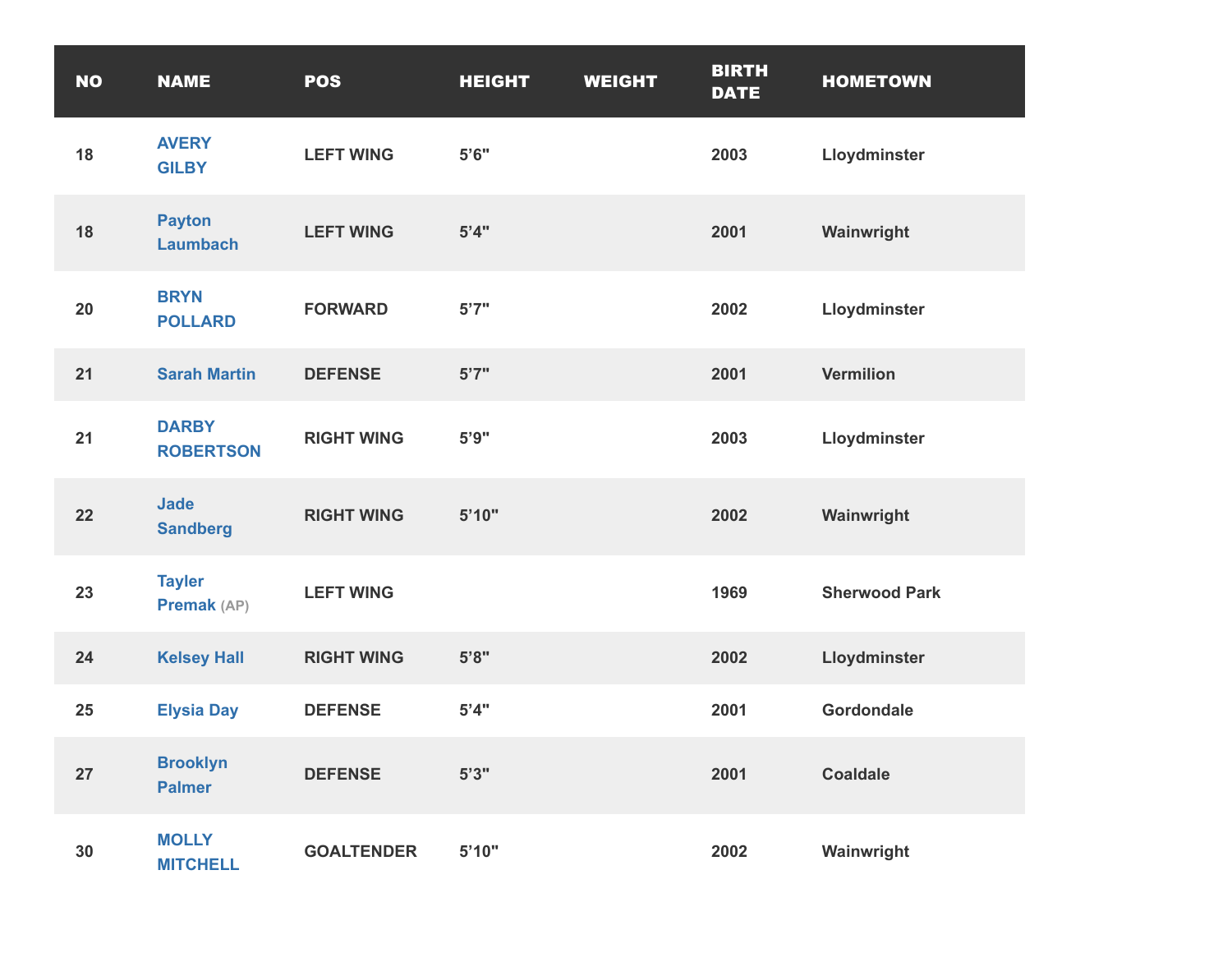| NO | NAME | POS | HEIGHT | WEIGHT | BIRTH DATE | HOMETOWN |
|---|---|---|---|---|---|---|
| 18 | AVERY GILBY | LEFT WING | 5’6" | | 2003 | Lloydminster |
| 18 | Payton Laumbach | LEFT WING | 5’4" | | 2001 | Wainwright |
| 20 | BRYN POLLARD | FORWARD | 5’7" | | 2002 | Lloydminster |
| 21 | Sarah Martin | DEFENSE | 5’7" | | 2001 | Vermilion |
| 21 | DARBY ROBERTSON | RIGHT WING | 5’9" | | 2003 | Lloydminster |
| 22 | Jade Sandberg | RIGHT WING | 5’10" | | 2002 | Wainwright |
| 23 | Tayler Premak (AP) | LEFT WING | | | 1969 | Sherwood Park |
| 24 | Kelsey Hall | RIGHT WING | 5’8" | | 2002 | Lloydminster |
| 25 | Elysia Day | DEFENSE | 5’4" | | 2001 | Gordondale |
| 27 | Brooklyn Palmer | DEFENSE | 5’3" | | 2001 | Coaldale |
| 30 | MOLLY MITCHELL | GOALTENDER | 5’10" | | 2002 | Wainwright |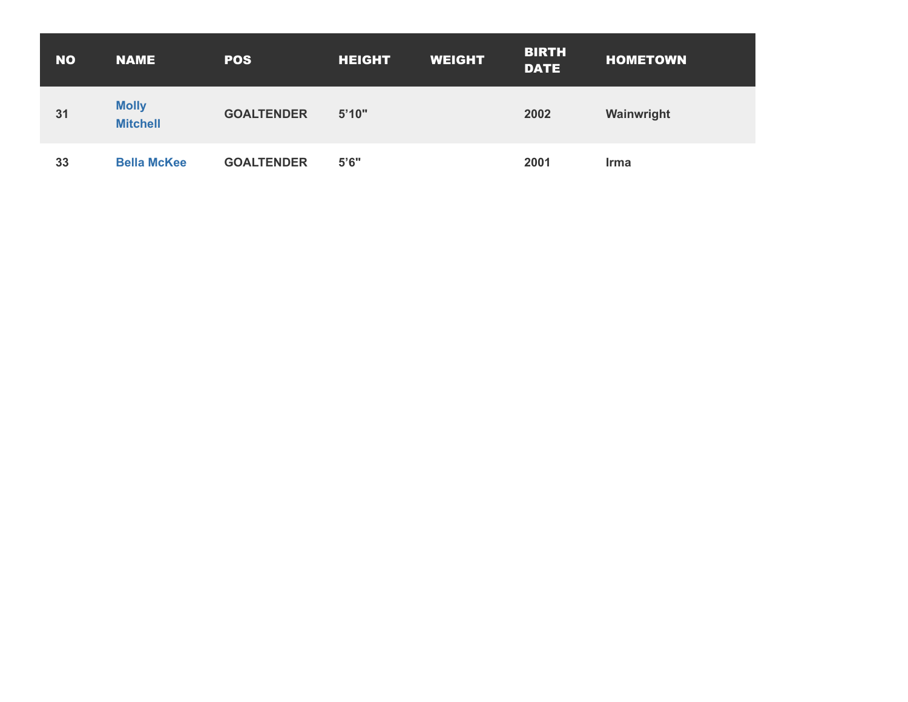| NO | NAME | POS | HEIGHT | WEIGHT | BIRTH DATE | HOMETOWN |
|---|---|---|---|---|---|---|
| 31 | Molly Mitchell | GOALTENDER | 5’10" | | 2002 | Wainwright |
| 33 | Bella McKee | GOALTENDER | 5’6" | | 2001 | Irma |